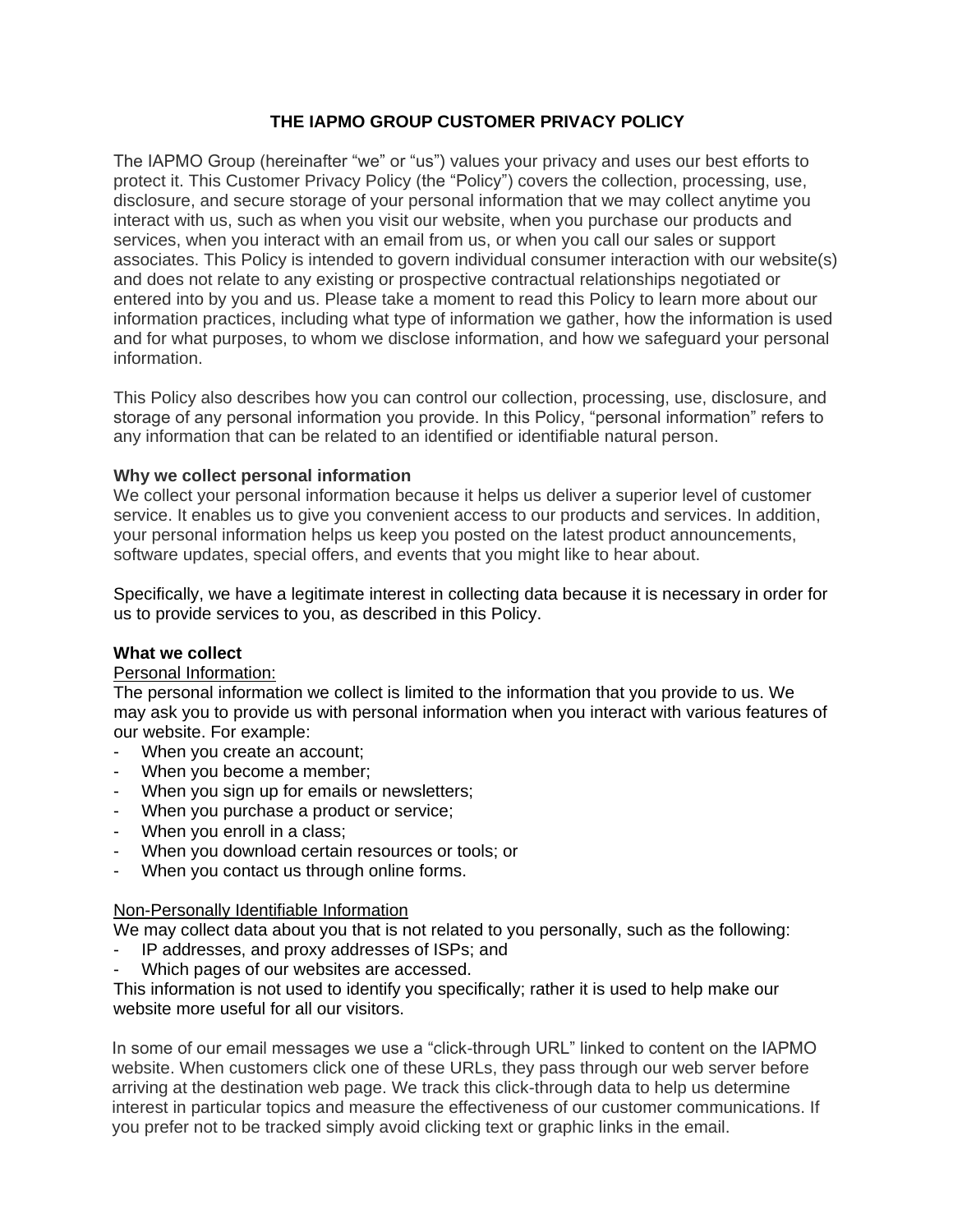# THE IAPMO GROUP CUSTOMER PRIVACY POLICY

The IAPMO Group (hereinafter "we" or "us") values your privacy and uses our best efforts to protect it. This Customer Privacy Policy (the "Policy") covers the collection, processing, use, disclosure, and secure storage of your personal information that we may collect anytime you interact with us, such as when you visit our website, when you purchase our products and services, when you interact with an email from us, or when you call our sales or support associates. This Policy is intended to govern individual consumer interaction with our website(s) and does not relate to any existing or prospective contractual relationships negotiated or entered into by you and us. Please take a moment to read this Policy to learn more about our information practices, including what type of information we gather, how the information is used and for what purposes, to whom we disclose information, and how we safeguard your personal information.

This Policy also describes how you can control our collection, processing, use, disclosure, and storage of any personal information you provide. In this Policy, "personal information" refers to any information that can be related to an identified or identifiable natural person.

**Why we collect personal information**

We collect your personal information because it helps us deliver a superior level of customer service. It enables us to give you convenient access to our products and services. In addition, your personal information helps us keep you posted on the latest product announcements, software updates, special offers, and events that you might like to hear about.

Specifically, we have a legitimate interest in collecting data because it is necessary in order for us to provide services to you, as described in this Policy.

**What we collect**

Personal Information:

The personal information we collect is limited to the information that you provide to us. We may ask you to provide us with personal information when you interact with various features of our website. For example:

- When you create an account;
- When you become a member;
- When you sign up for emails or newsletters;
- When you purchase a product or service;
- When you enroll in a class;
- When you download certain resources or tools; or
- When you contact us through online forms.

Non-Personally Identifiable Information

We may collect data about you that is not related to you personally, such as the following:

- IP addresses, and proxy addresses of ISPs; and
- Which pages of our websites are accessed.

This information is not used to identify you specifically; rather it is used to help make our website more useful for all our visitors.

In some of our email messages we use a "click-through URL" linked to content on the IAPMO website. When customers click one of these URLs, they pass through our web server before arriving at the destination web page. We track this click-through data to help us determine interest in particular topics and measure the effectiveness of our customer communications. If you prefer not to be tracked simply avoid clicking text or graphic links in the email.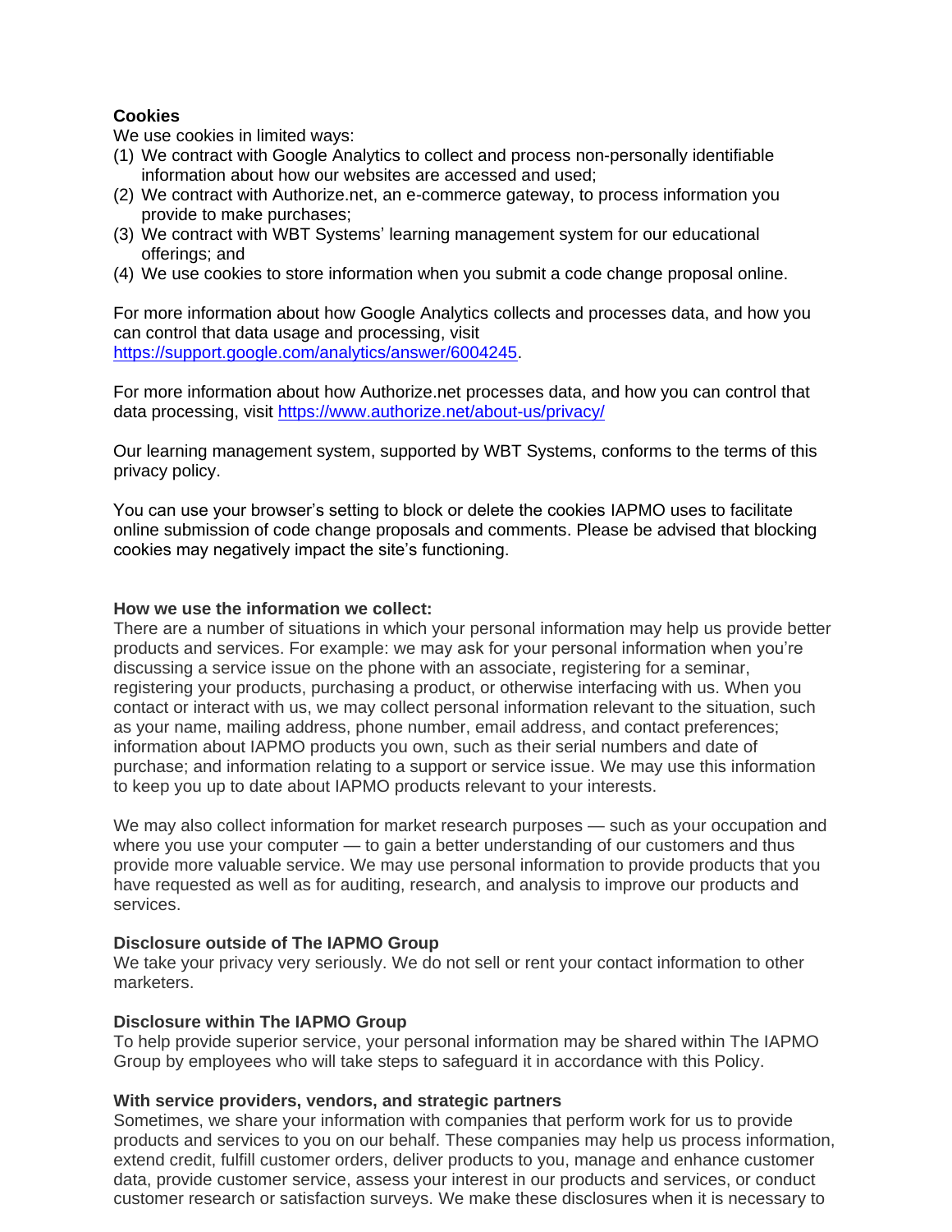**Cookies**

We use cookies in limited ways:

(1) We contract with Google Analytics to collect and process non-personally identifiable information about how our websites are accessed and used;
(2) We contract with Authorize.net, an e-commerce gateway, to process information you provide to make purchases;
(3) We contract with WBT Systems' learning management system for our educational offerings; and
(4) We use cookies to store information when you submit a code change proposal online.

For more information about how Google Analytics collects and processes data, and how you can control that data usage and processing, visit https://support.google.com/analytics/answer/6004245.

For more information about how Authorize.net processes data, and how you can control that data processing, visit https://www.authorize.net/about-us/privacy/

Our learning management system, supported by WBT Systems, conforms to the terms of this privacy policy.

You can use your browser's setting to block or delete the cookies IAPMO uses to facilitate online submission of code change proposals and comments. Please be advised that blocking cookies may negatively impact the site's functioning.

**How we use the information we collect:**

There are a number of situations in which your personal information may help us provide better products and services. For example: we may ask for your personal information when you're discussing a service issue on the phone with an associate, registering for a seminar, registering your products, purchasing a product, or otherwise interfacing with us. When you contact or interact with us, we may collect personal information relevant to the situation, such as your name, mailing address, phone number, email address, and contact preferences; information about IAPMO products you own, such as their serial numbers and date of purchase; and information relating to a support or service issue. We may use this information to keep you up to date about IAPMO products relevant to your interests.

We may also collect information for market research purposes — such as your occupation and where you use your computer — to gain a better understanding of our customers and thus provide more valuable service. We may use personal information to provide products that you have requested as well as for auditing, research, and analysis to improve our products and services.

**Disclosure outside of The IAPMO Group**

We take your privacy very seriously. We do not sell or rent your contact information to other marketers.

**Disclosure within The IAPMO Group**

To help provide superior service, your personal information may be shared within The IAPMO Group by employees who will take steps to safeguard it in accordance with this Policy.

**With service providers, vendors, and strategic partners**

Sometimes, we share your information with companies that perform work for us to provide products and services to you on our behalf. These companies may help us process information, extend credit, fulfill customer orders, deliver products to you, manage and enhance customer data, provide customer service, assess your interest in our products and services, or conduct customer research or satisfaction surveys. We make these disclosures when it is necessary to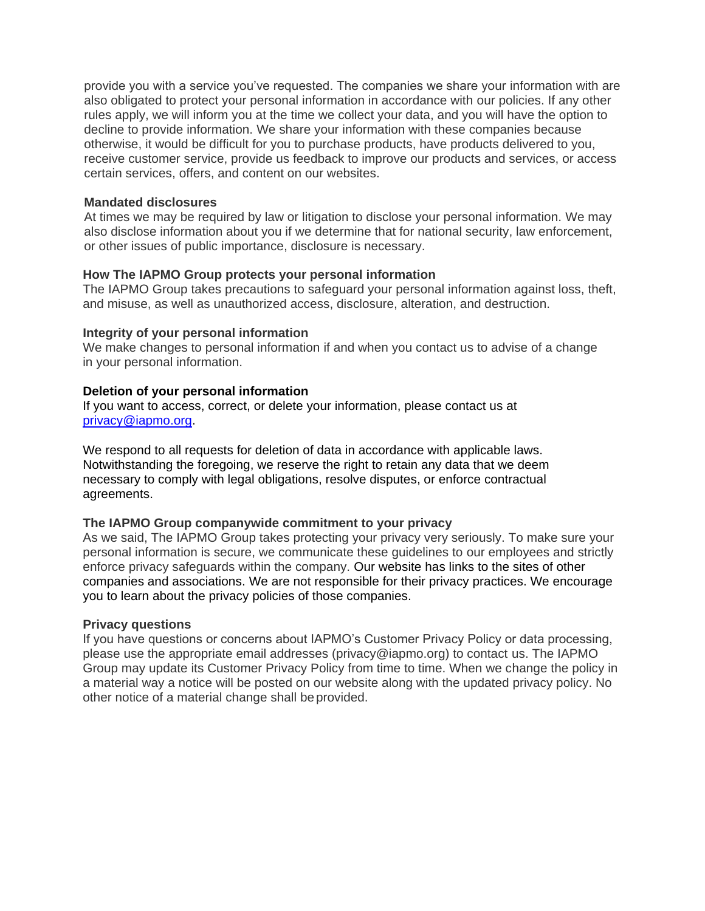provide you with a service you've requested. The companies we share your information with are also obligated to protect your personal information in accordance with our policies. If any other rules apply, we will inform you at the time we collect your data, and you will have the option to decline to provide information. We share your information with these companies because otherwise, it would be difficult for you to purchase products, have products delivered to you, receive customer service, provide us feedback to improve our products and services, or access certain services, offers, and content on our websites.

**Mandated disclosures**

At times we may be required by law or litigation to disclose your personal information. We may also disclose information about you if we determine that for national security, law enforcement, or other issues of public importance, disclosure is necessary.

**How The IAPMO Group protects your personal information**

The IAPMO Group takes precautions to safeguard your personal information against loss, theft, and misuse, as well as unauthorized access, disclosure, alteration, and destruction.

**Integrity of your personal information**

We make changes to personal information if and when you contact us to advise of a change in your personal information.

**Deletion of your personal information**

If you want to access, correct, or delete your information, please contact us at privacy@iapmo.org.

We respond to all requests for deletion of data in accordance with applicable laws. Notwithstanding the foregoing, we reserve the right to retain any data that we deem necessary to comply with legal obligations, resolve disputes, or enforce contractual agreements.

**The IAPMO Group companywide commitment to your privacy**

As we said, The IAPMO Group takes protecting your privacy very seriously. To make sure your personal information is secure, we communicate these guidelines to our employees and strictly enforce privacy safeguards within the company. Our website has links to the sites of other companies and associations. We are not responsible for their privacy practices. We encourage you to learn about the privacy policies of those companies.

**Privacy questions**

If you have questions or concerns about IAPMO's Customer Privacy Policy or data processing, please use the appropriate email addresses (privacy@iapmo.org) to contact us. The IAPMO Group may update its Customer Privacy Policy from time to time. When we change the policy in a material way a notice will be posted on our website along with the updated privacy policy. No other notice of a material change shall be provided.